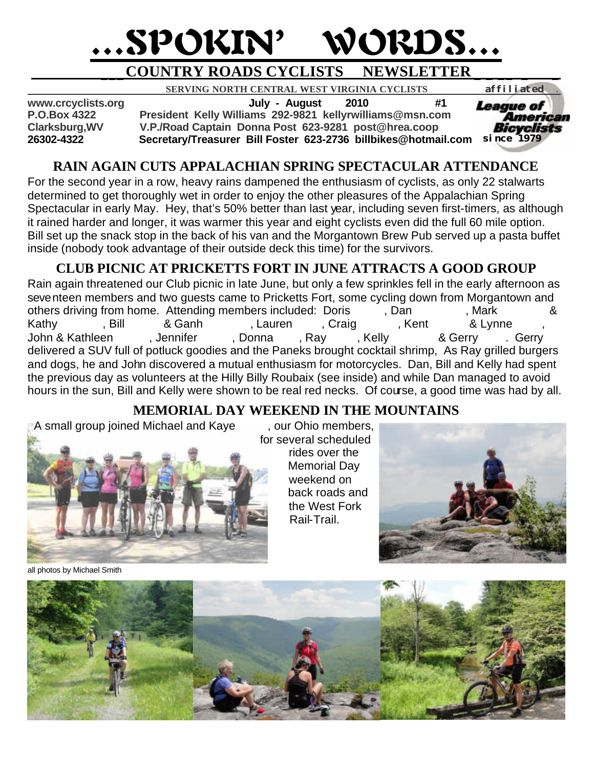# …SPOKIN' WORDS…

## COUNTRY ROADS CYCLISTS NEWSLETTER

**SERVING NORTH CENTRAL WEST VIRGINIA CYCLISTS** affiliated League of American Bicyclists since 1979

**www.crcyclists.org** **July - August 2010 #1**
**P.O.Box 4322** **President Kelly Williams 292-9821 kellyrwilliams@msn.com**
**Clarksburg,WV** **V.P./Road Captain Donna Post 623-9281 post@hrea.coop**
**26302-4322** **Secretary/Treasurer Bill Foster 623-2736 billbikes@hotmail.com**

## RAIN AGAIN CUTS APPALACHIAN SPRING SPECTACULAR ATTENDANCE

For the second year in a row, heavy rains dampened the enthusiasm of cyclists, as only 22 stalwarts determined to get thoroughly wet in order to enjoy the other pleasures of the Appalachian Spring Spectacular in early May. Hey, that's 50% better than last year, including seven first-timers, as although it rained harder and longer, it was warmer this year and eight cyclists even did the full 60 mile option. Bill set up the snack stop in the back of his van and the Morgantown Brew Pub served up a pasta buffet inside (nobody took advantage of their outside deck this time) for the survivors.

## CLUB PICNIC AT PRICKETTS FORT IN JUNE ATTRACTS A GOOD GROUP

Rain again threatened our Club picnic in late June, but only a few sprinkles fell in the early afternoon as seventeen members and two guests came to Pricketts Fort, some cycling down from Morgantown and others driving from home. Attending members included: Doris , Dan , Mark & Kathy , Bill & Ganh , Lauren , Craig , Kent & Lynne , John & Kathleen , Jennifer , Donna , Ray , Kelly & Gerry . Gerry delivered a SUV full of potluck goodies and the Paneks brought cocktail shrimp, As Ray grilled burgers and dogs, he and John discovered a mutual enthusiasm for motorcycles. Dan, Bill and Kelly had spent the previous day as volunteers at the Hilly Billy Roubaix (see inside) and while Dan managed to avoid hours in the sun, Bill and Kelly were shown to be real red necks. Of course, a good time was had by all.

## MEMORIAL DAY WEEKEND IN THE MOUNTAINS

A small group joined Michael and Kaye , our Ohio members, for several scheduled rides over the Memorial Day weekend on back roads and the West Fork Rail-Trail.

all photos by Michael Smith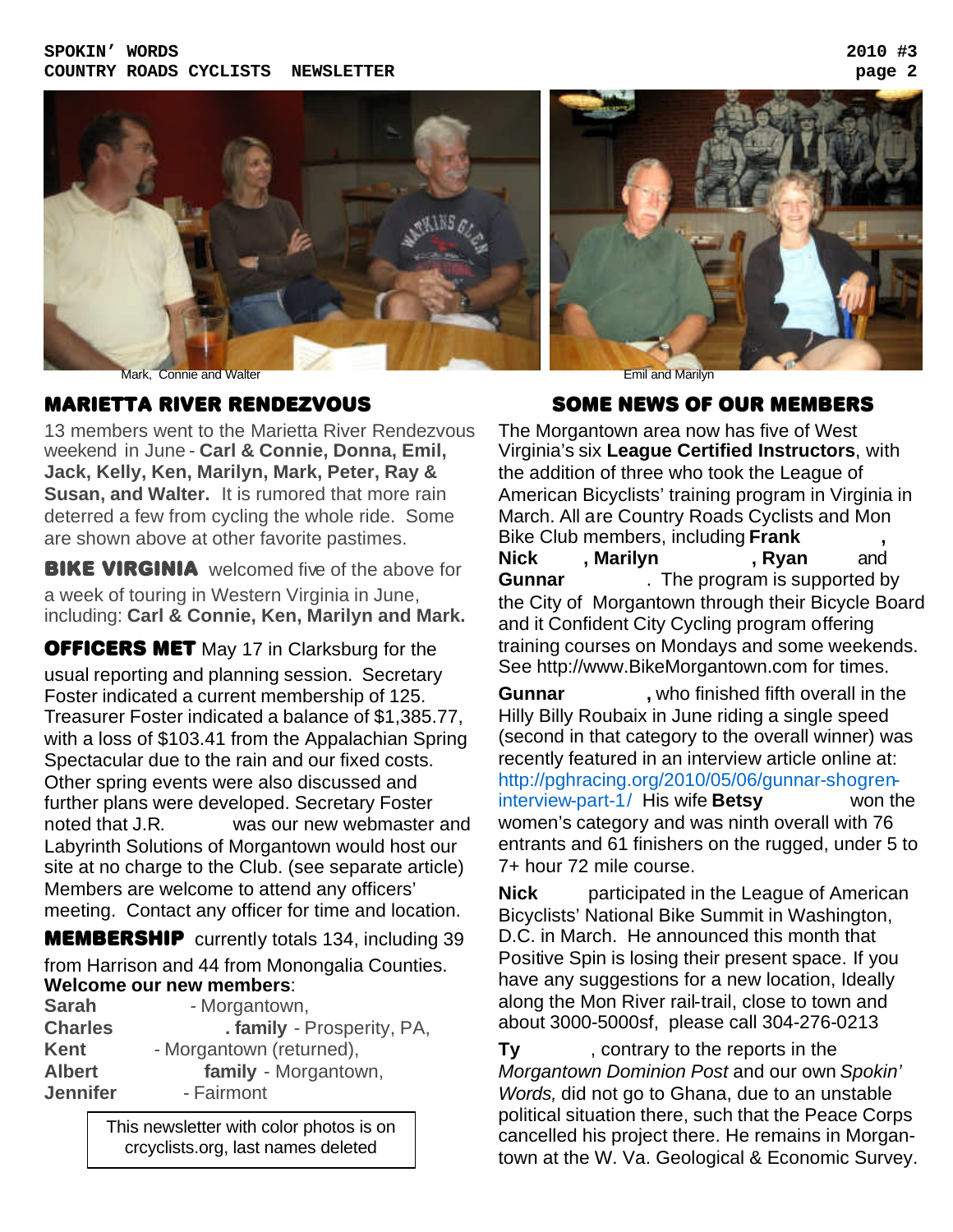Mark, Connie and Walter

Emil and Marilyn

## MARIETTA RIVER RENDEZVOUS

13 members went to the Marietta River Rendezvous weekend in June - **Carl & Connie, Donna, Emil, Jack, Kelly, Ken, Marilyn, Mark, Peter, Ray & Susan, and Walter.** It is rumored that more rain deterred a few from cycling the whole ride. Some are shown above at other favorite pastimes.

**BIKE VIRGINIA** welcomed five of the above for a week of touring in Western Virginia in June, including: **Carl & Connie, Ken, Marilyn and Mark.**

**OFFICERS MET** May 17 in Clarksburg for the usual reporting and planning session. Secretary Foster indicated a current membership of 125. Treasurer Foster indicated a balance of $1,385.77, with a loss of $103.41 from the Appalachian Spring Spectacular due to the rain and our fixed costs. Other spring events were also discussed and further plans were developed. Secretary Foster noted that J.R. was our new webmaster and Labyrinth Solutions of Morgantown would host our site at no charge to the Club. (see separate article) Members are welcome to attend any officers' meeting. Contact any officer for time and location.

**MEMBERSHIP** currently totals 134, including 39 from Harrison and 44 from Monongalia Counties.

**Welcome our new members**:

**Sarah** - Morgantown,
**Charles . family** - Prosperity, PA,
**Kent** - Morgantown (returned),
**Albert family** - Morgantown,
**Jennifer** - Fairmont

This newsletter with color photos is on crcyclists.org, last names deleted

## SOME NEWS OF OUR MEMBERS

The Morgantown area now has five of West Virginia's six **League Certified Instructors**, with the addition of three who took the League of American Bicyclists' training program in Virginia in March. All are Country Roads Cyclists and Mon Bike Club members, including **Frank**, **Nick**, **Marilyn**, **Ryan** and **Gunnar**. The program is supported by the City of Morgantown through their Bicycle Board and it Confident City Cycling program offering training courses on Mondays and some weekends. See http://www.BikeMorgantown.com for times.

**Gunnar**, who finished fifth overall in the Hilly Billy Roubaix in June riding a single speed (second in that category to the overall winner) was recently featured in an interview article online at: http://pghracing.org/2010/05/06/gunnar-shogren-interview-part-1/ His wife **Betsy** won the women's category and was ninth overall with 76 entrants and 61 finishers on the rugged, under 5 to 7+ hour 72 mile course.

**Nick** participated in the League of American Bicyclists' National Bike Summit in Washington, D.C. in March. He announced this month that Positive Spin is losing their present space. If you have any suggestions for a new location, Ideally along the Mon River rail-trail, close to town and about 3000-5000sf, please call 304-276-0213

**Ty**, contrary to the reports in the *Morgantown Dominion Post* and our own *Spokin' Words,* did not go to Ghana, due to an unstable political situation there, such that the Peace Corps cancelled his project there. He remains in Morgantown at the W. Va. Geological & Economic Survey.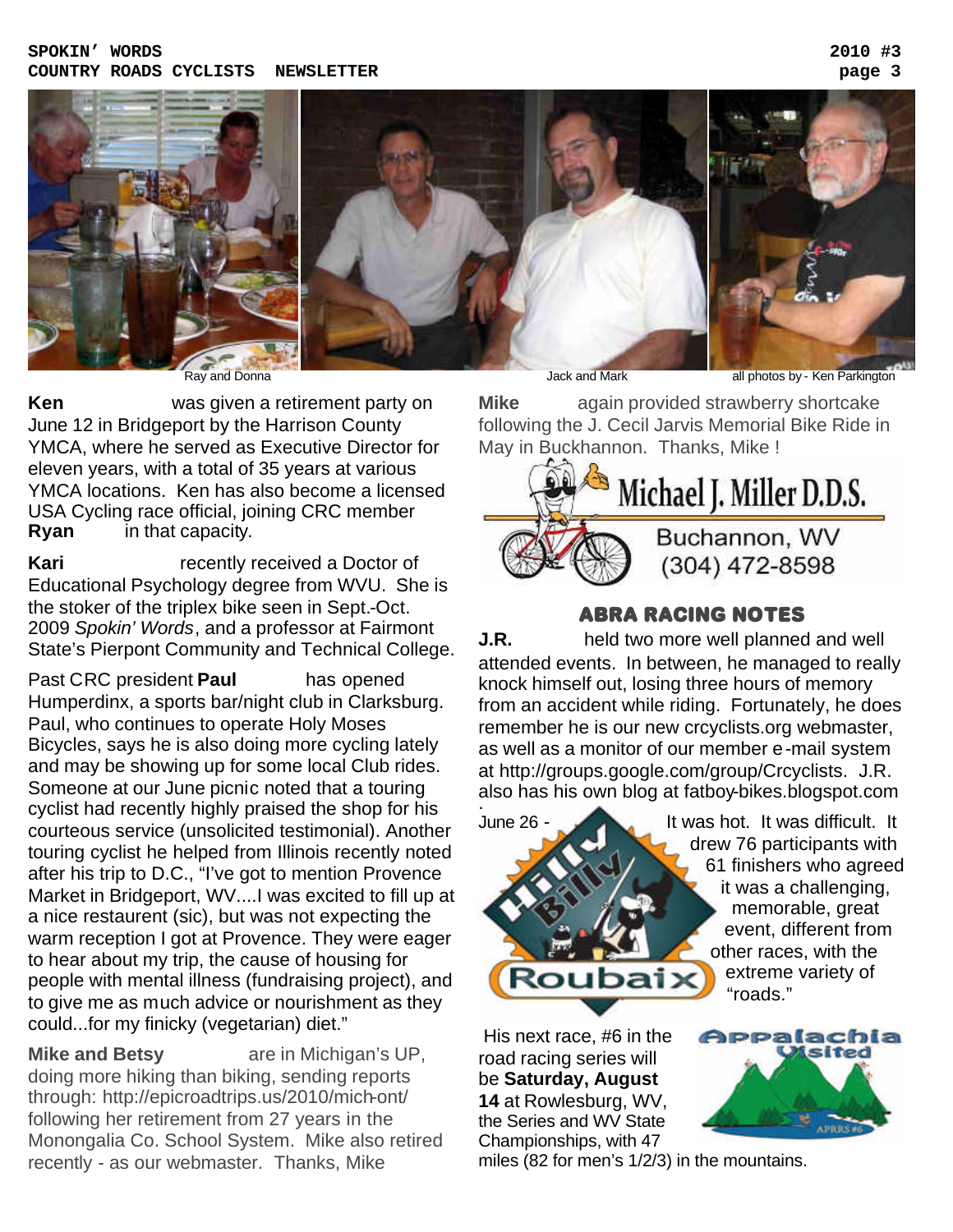Ray and Donna

Jack and Mark

all photos by - Ken Parkington

**Ken** was given a retirement party on June 12 in Bridgeport by the Harrison County YMCA, where he served as Executive Director for eleven years, with a total of 35 years at various YMCA locations. Ken has also become a licensed USA Cycling race official, joining CRC member **Ryan** in that capacity.

**Kari** recently received a Doctor of Educational Psychology degree from WVU. She is the stoker of the triplex bike seen in Sept.-Oct. 2009 *Spokin' Words*, and a professor at Fairmont State's Pierpont Community and Technical College.

Past CRC president **Paul** has opened Humperdinx, a sports bar/night club in Clarksburg. Paul, who continues to operate Holy Moses Bicycles, says he is also doing more cycling lately and may be showing up for some local Club rides. Someone at our June picnic noted that a touring cyclist had recently highly praised the shop for his courteous service (unsolicited testimonial). Another touring cyclist he helped from Illinois recently noted after his trip to D.C., "I've got to mention Provence Market in Bridgeport, WV....I was excited to fill up at a nice restaurent (sic), but was not expecting the warm reception I got at Provence. They were eager to hear about my trip, the cause of housing for people with mental illness (fundraising project), and to give me as much advice or nourishment as they could...for my finicky (vegetarian) diet."

**Mike and Betsy** are in Michigan's UP, doing more hiking than biking, sending reports through: http://epicroadtrips.us/2010/mich-ont/ following her retirement from 27 years in the Monongalia Co. School System. Mike also retired recently - as our webmaster. Thanks, Mike

**Mike** again provided strawberry shortcake following the J. Cecil Jarvis Memorial Bike Ride in May in Buckhannon. Thanks, Mike !

Michael J. Miller D.D.S.
Buchannon, WV
(304) 472-8598

## ABRA RACING NOTES

**J.R.** held two more well planned and well attended events. In between, he managed to really knock himself out, losing three hours of memory from an accident while riding. Fortunately, he does remember he is our new crcyclists.org webmaster, as well as a monitor of our member e-mail system at http://groups.google.com/group/Crcyclists. J.R. also has his own blog at fatboy-bikes.blogspot.com.

June 26 - It was hot. It was difficult. It drew 76 participants with 61 finishers who agreed it was a challenging, memorable, great event, different from other races, with the extreme variety of "roads."

His next race, #6 in the road racing series will be **Saturday, August 14** at Rowlesburg, WV, the Series and WV State Championships, with 47 miles (82 for men's 1/2/3) in the mountains.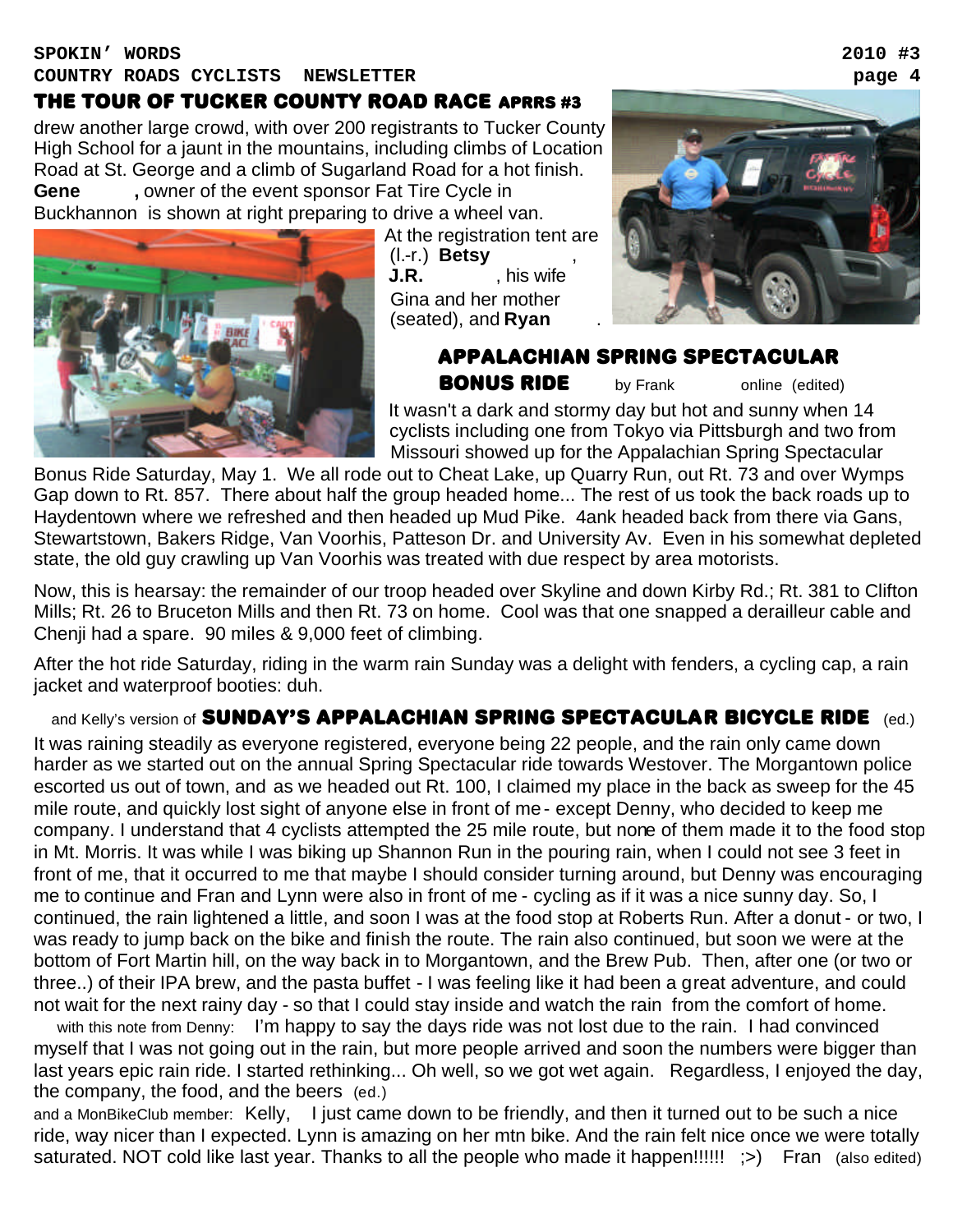## THE TOUR OF TUCKER COUNTY ROAD RACE APRRS #3

drew another large crowd, with over 200 registrants to Tucker County High School for a jaunt in the mountains, including climbs of Location Road at St. George and a climb of Sugarland Road for a hot finish. **Gene** **,** owner of the event sponsor Fat Tire Cycle in Buckhannon is shown at right preparing to drive a wheel van.

At the registration tent are (l.-r.) **Betsy** , **J.R.** , his wife Gina and her mother (seated), and **Ryan** .

## APPALACHIAN SPRING SPECTACULAR BONUS RIDE

by Frank online (edited)

It wasn't a dark and stormy day but hot and sunny when 14 cyclists including one from Tokyo via Pittsburgh and two from Missouri showed up for the Appalachian Spring Spectacular Bonus Ride Saturday, May 1. We all rode out to Cheat Lake, up Quarry Run, out Rt. 73 and over Wymps Gap down to Rt. 857. There about half the group headed home... The rest of us took the back roads up to Haydentown where we refreshed and then headed up Mud Pike. 4ank headed back from there via Gans, Stewartstown, Bakers Ridge, Van Voorhis, Patteson Dr. and University Av. Even in his somewhat depleted state, the old guy crawling up Van Voorhis was treated with due respect by area motorists.

Now, this is hearsay: the remainder of our troop headed over Skyline and down Kirby Rd.; Rt. 381 to Clifton Mills; Rt. 26 to Bruceton Mills and then Rt. 73 on home. Cool was that one snapped a derailleur cable and Chenji had a spare. 90 miles & 9,000 feet of climbing.

After the hot ride Saturday, riding in the warm rain Sunday was a delight with fenders, a cycling cap, a rain jacket and waterproof booties: duh.

and Kelly's version of **SUNDAY'S APPALACHIAN SPRING SPECTACULAR BICYCLE RIDE** (ed.)

It was raining steadily as everyone registered, everyone being 22 people, and the rain only came down harder as we started out on the annual Spring Spectacular ride towards Westover. The Morgantown police escorted us out of town, and as we headed out Rt. 100, I claimed my place in the back as sweep for the 45 mile route, and quickly lost sight of anyone else in front of me - except Denny, who decided to keep me company. I understand that 4 cyclists attempted the 25 mile route, but none of them made it to the food stop in Mt. Morris. It was while I was biking up Shannon Run in the pouring rain, when I could not see 3 feet in front of me, that it occurred to me that maybe I should consider turning around, but Denny was encouraging me to continue and Fran and Lynn were also in front of me - cycling as if it was a nice sunny day. So, I continued, the rain lightened a little, and soon I was at the food stop at Roberts Run. After a donut - or two, I was ready to jump back on the bike and finish the route. The rain also continued, but soon we were at the bottom of Fort Martin hill, on the way back in to Morgantown, and the Brew Pub. Then, after one (or two or three..) of their IPA brew, and the pasta buffet - I was feeling like it had been a great adventure, and could not wait for the next rainy day - so that I could stay inside and watch the rain from the comfort of home.

with this note from Denny: I'm happy to say the days ride was not lost due to the rain. I had convinced myself that I was not going out in the rain, but more people arrived and soon the numbers were bigger than last years epic rain ride. I started rethinking... Oh well, so we got wet again. Regardless, I enjoyed the day, the company, the food, and the beers (ed.)

and a MonBikeClub member: Kelly, I just came down to be friendly, and then it turned out to be such a nice ride, way nicer than I expected. Lynn is amazing on her mtn bike. And the rain felt nice once we were totally saturated. NOT cold like last year. Thanks to all the people who made it happen!!!!!! ;>) Fran (also edited)